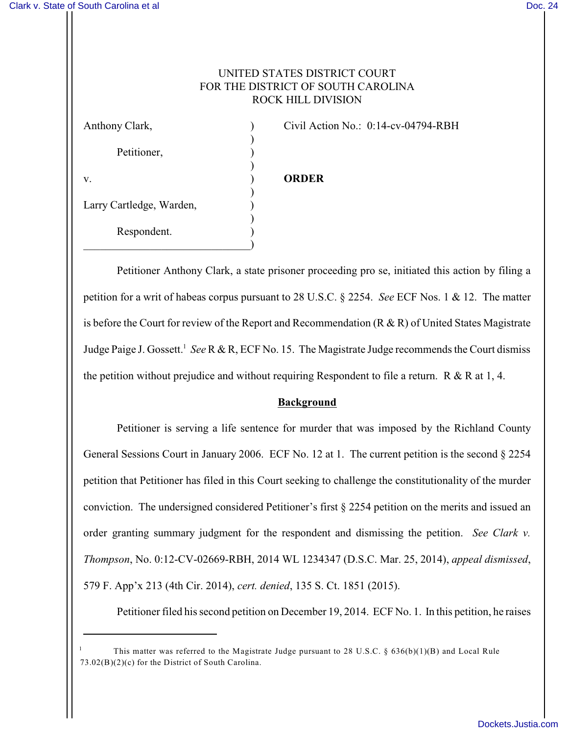UNITED STATES DISTRICT COURT
FOR THE DISTRICT OF SOUTH CAROLINA
ROCK HILL DIVISION

| | | |
|---|---|---|
| Anthony Clark, Petitioner, v. Larry Cartledge, Warden, Respondent. | ) ) ) ) ) ) ) ) ) ) | Civil Action No.: 0:14-cv-04794-RBH **ORDER** |

Petitioner Anthony Clark, a state prisoner proceeding pro se, initiated this action by filing a petition for a writ of habeas corpus pursuant to 28 U.S.C. § 2254. *See* ECF Nos. 1 & 12. The matter is before the Court for review of the Report and Recommendation (R & R) of United States Magistrate Judge Paige J. Gossett.[1] *See* R & R, ECF No. 15. The Magistrate Judge recommends the Court dismiss the petition without prejudice and without requiring Respondent to file a return. R & R at 1, 4.

## Background

Petitioner is serving a life sentence for murder that was imposed by the Richland County General Sessions Court in January 2006. ECF No. 12 at 1. The current petition is the second § 2254 petition that Petitioner has filed in this Court seeking to challenge the constitutionality of the murder conviction. The undersigned considered Petitioner's first § 2254 petition on the merits and issued an order granting summary judgment for the respondent and dismissing the petition. *See Clark v. Thompson*, No. 0:12-CV-02669-RBH, 2014 WL 1234347 (D.S.C. Mar. 25, 2014), *appeal dismissed*, 579 F. App'x 213 (4th Cir. 2014), *cert. denied*, 135 S. Ct. 1851 (2015).

Petitioner filed his second petition on December 19, 2014. ECF No. 1. In this petition, he raises

[1] This matter was referred to the Magistrate Judge pursuant to 28 U.S.C. § 636(b)(1)(B) and Local Rule 73.02(B)(2)(c) for the District of South Carolina.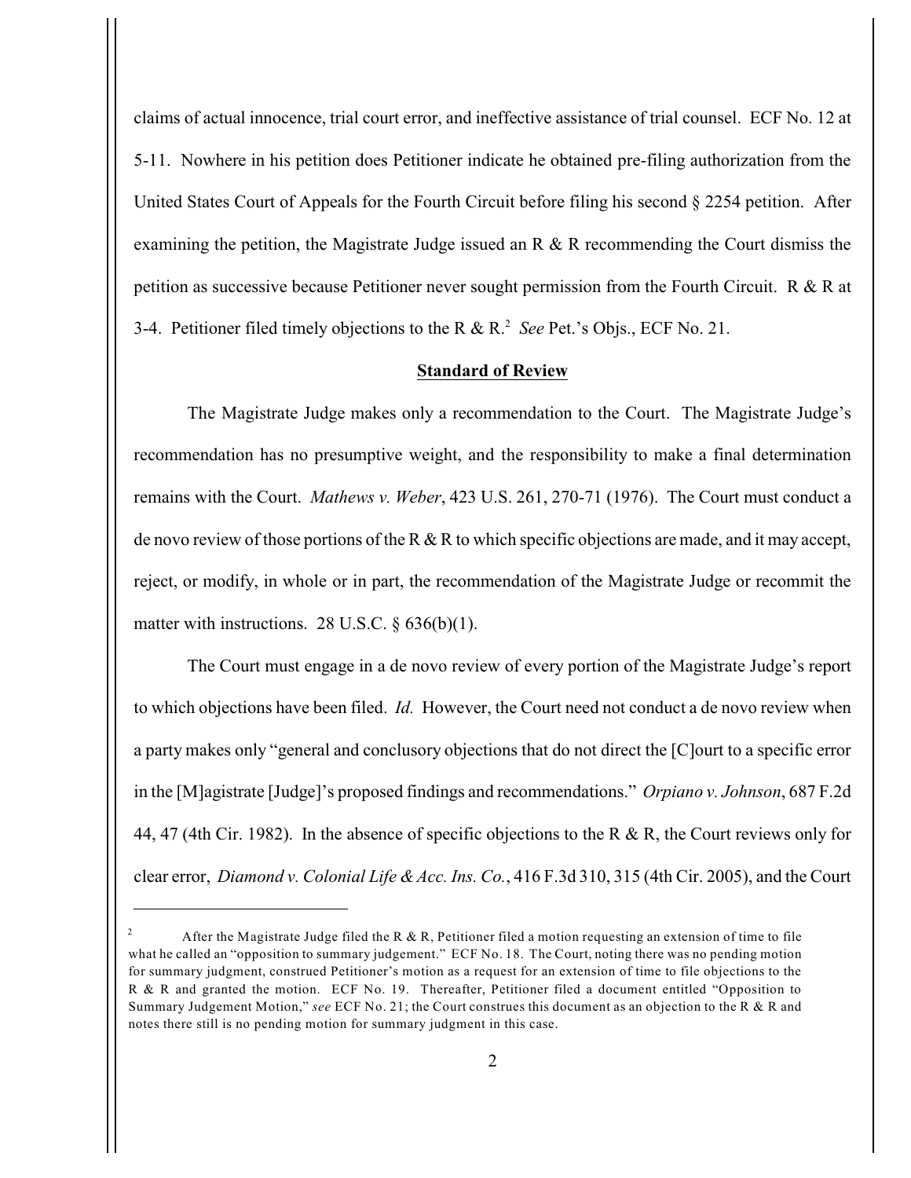claims of actual innocence, trial court error, and ineffective assistance of trial counsel. ECF No. 12 at 5-11. Nowhere in his petition does Petitioner indicate he obtained pre-filing authorization from the United States Court of Appeals for the Fourth Circuit before filing his second § 2254 petition. After examining the petition, the Magistrate Judge issued an R & R recommending the Court dismiss the petition as successive because Petitioner never sought permission from the Fourth Circuit. R & R at 3-4. Petitioner filed timely objections to the R & R.[2] *See* Pet.'s Objs., ECF No. 21.

## Standard of Review

The Magistrate Judge makes only a recommendation to the Court. The Magistrate Judge's recommendation has no presumptive weight, and the responsibility to make a final determination remains with the Court. *Mathews v. Weber*, 423 U.S. 261, 270-71 (1976). The Court must conduct a de novo review of those portions of the R & R to which specific objections are made, and it may accept, reject, or modify, in whole or in part, the recommendation of the Magistrate Judge or recommit the matter with instructions. 28 U.S.C. § 636(b)(1).

The Court must engage in a de novo review of every portion of the Magistrate Judge's report to which objections have been filed. *Id.* However, the Court need not conduct a de novo review when a party makes only "general and conclusory objections that do not direct the [C]ourt to a specific error in the [M]agistrate [Judge]'s proposed findings and recommendations." *Orpiano v. Johnson*, 687 F.2d 44, 47 (4th Cir. 1982). In the absence of specific objections to the R & R, the Court reviews only for clear error, *Diamond v. Colonial Life & Acc. Ins. Co.*, 416 F.3d 310, 315 (4th Cir. 2005), and the Court

---

[2] After the Magistrate Judge filed the R & R, Petitioner filed a motion requesting an extension of time to file what he called an "opposition to summary judgement." ECF No. 18. The Court, noting there was no pending motion for summary judgment, construed Petitioner's motion as a request for an extension of time to file objections to the R & R and granted the motion. ECF No. 19. Thereafter, Petitioner filed a document entitled "Opposition to Summary Judgement Motion," *see* ECF No. 21; the Court construes this document as an objection to the R & R and notes there still is no pending motion for summary judgment in this case.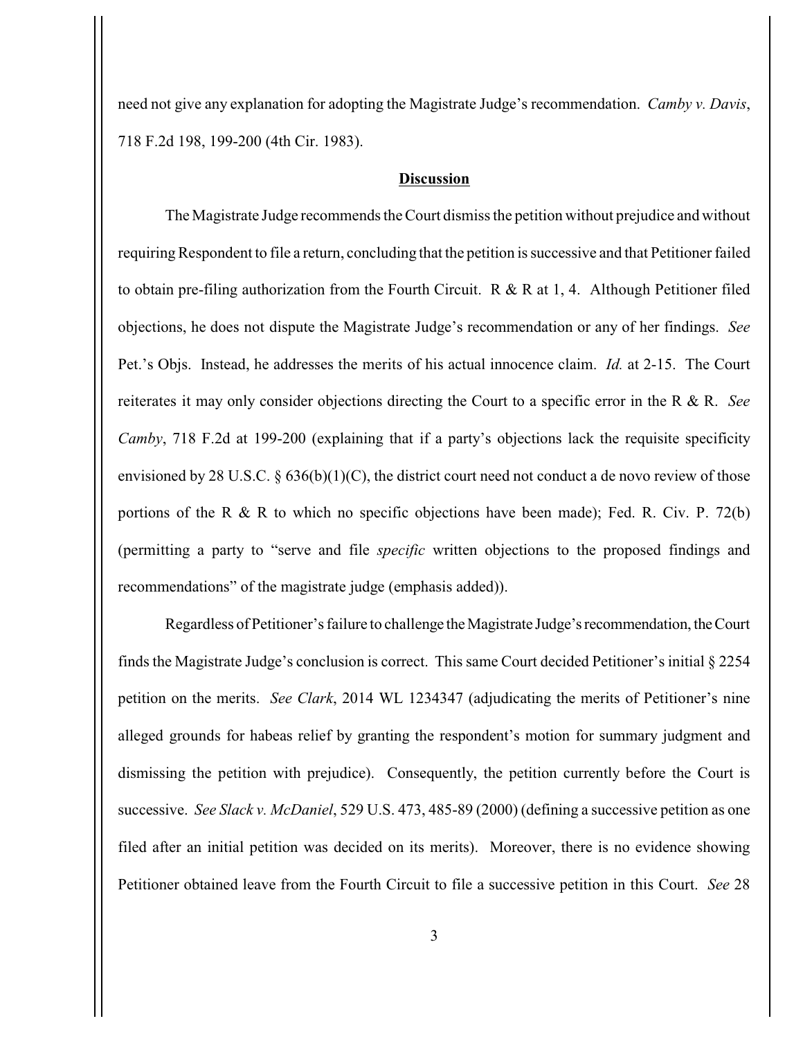need not give any explanation for adopting the Magistrate Judge's recommendation. *Camby v. Davis*, 718 F.2d 198, 199-200 (4th Cir. 1983).

## **Discussion**

The Magistrate Judge recommends the Court dismiss the petition without prejudice and without requiring Respondent to file a return, concluding that the petition is successive and that Petitioner failed to obtain pre-filing authorization from the Fourth Circuit. R & R at 1, 4. Although Petitioner filed objections, he does not dispute the Magistrate Judge's recommendation or any of her findings. *See* Pet.'s Objs. Instead, he addresses the merits of his actual innocence claim. *Id.* at 2-15. The Court reiterates it may only consider objections directing the Court to a specific error in the R & R. *See Camby*, 718 F.2d at 199-200 (explaining that if a party's objections lack the requisite specificity envisioned by 28 U.S.C. § 636(b)(1)(C), the district court need not conduct a de novo review of those portions of the R & R to which no specific objections have been made); Fed. R. Civ. P. 72(b) (permitting a party to "serve and file *specific* written objections to the proposed findings and recommendations" of the magistrate judge (emphasis added)).

Regardless of Petitioner's failure to challenge the Magistrate Judge's recommendation, the Court finds the Magistrate Judge's conclusion is correct. This same Court decided Petitioner's initial § 2254 petition on the merits. *See Clark*, 2014 WL 1234347 (adjudicating the merits of Petitioner's nine alleged grounds for habeas relief by granting the respondent's motion for summary judgment and dismissing the petition with prejudice). Consequently, the petition currently before the Court is successive. *See Slack v. McDaniel*, 529 U.S. 473, 485-89 (2000) (defining a successive petition as one filed after an initial petition was decided on its merits). Moreover, there is no evidence showing Petitioner obtained leave from the Fourth Circuit to file a successive petition in this Court. *See* 28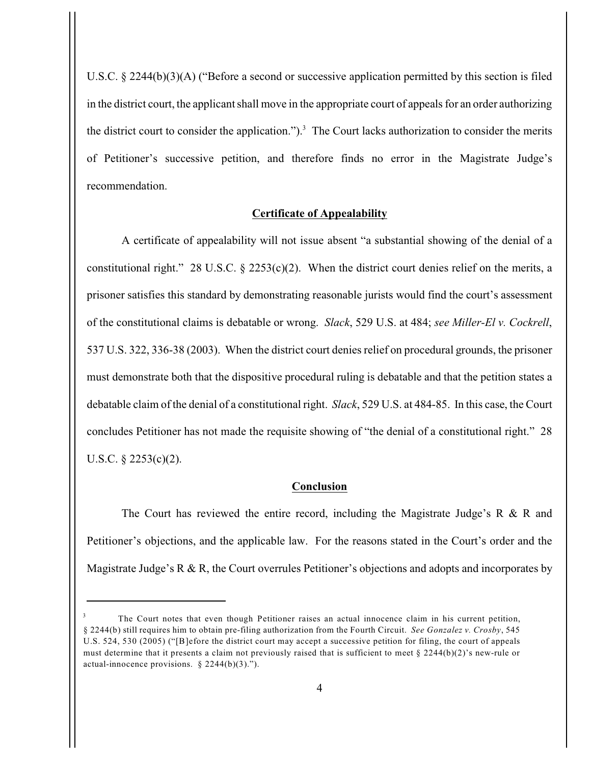U.S.C. § 2244(b)(3)(A) ("Before a second or successive application permitted by this section is filed in the district court, the applicant shall move in the appropriate court of appeals for an order authorizing the district court to consider the application.").[3] The Court lacks authorization to consider the merits of Petitioner's successive petition, and therefore finds no error in the Magistrate Judge's recommendation.

## Certificate of Appealability

A certificate of appealability will not issue absent "a substantial showing of the denial of a constitutional right." 28 U.S.C. § 2253(c)(2). When the district court denies relief on the merits, a prisoner satisfies this standard by demonstrating reasonable jurists would find the court's assessment of the constitutional claims is debatable or wrong. *Slack*, 529 U.S. at 484; *see Miller-El v. Cockrell*, 537 U.S. 322, 336-38 (2003). When the district court denies relief on procedural grounds, the prisoner must demonstrate both that the dispositive procedural ruling is debatable and that the petition states a debatable claim of the denial of a constitutional right. *Slack*, 529 U.S. at 484-85. In this case, the Court concludes Petitioner has not made the requisite showing of "the denial of a constitutional right." 28 U.S.C. § 2253(c)(2).

## Conclusion

The Court has reviewed the entire record, including the Magistrate Judge's R & R and Petitioner's objections, and the applicable law. For the reasons stated in the Court's order and the Magistrate Judge's R & R, the Court overrules Petitioner's objections and adopts and incorporates by

---

[3] The Court notes that even though Petitioner raises an actual innocence claim in his current petition, § 2244(b) still requires him to obtain pre-filing authorization from the Fourth Circuit. *See Gonzalez v. Crosby*, 545 U.S. 524, 530 (2005) ("[B]efore the district court may accept a successive petition for filing, the court of appeals must determine that it presents a claim not previously raised that is sufficient to meet § 2244(b)(2)'s new-rule or actual-innocence provisions. § 2244(b)(3).").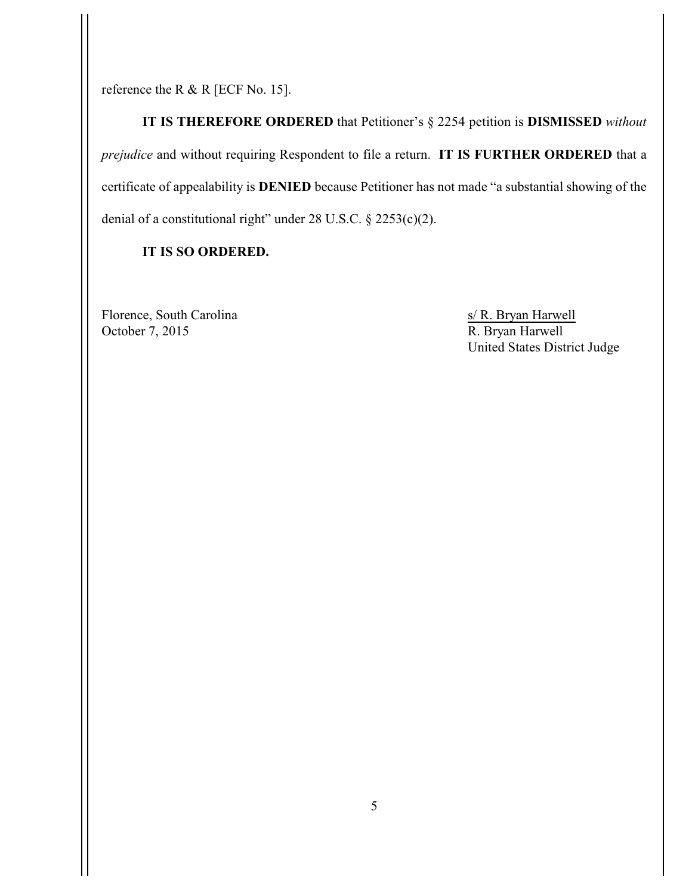reference the R & R [ECF No. 15].

**IT IS THEREFORE ORDERED** that Petitioner's § 2254 petition is **DISMISSED** *without prejudice* and without requiring Respondent to file a return. **IT IS FURTHER ORDERED** that a certificate of appealability is **DENIED** because Petitioner has not made "a substantial showing of the denial of a constitutional right" under 28 U.S.C. § 2253(c)(2).

**IT IS SO ORDERED.**

Florence, South Carolina
October 7, 2015

s/ R. Bryan Harwell
R. Bryan Harwell
United States District Judge